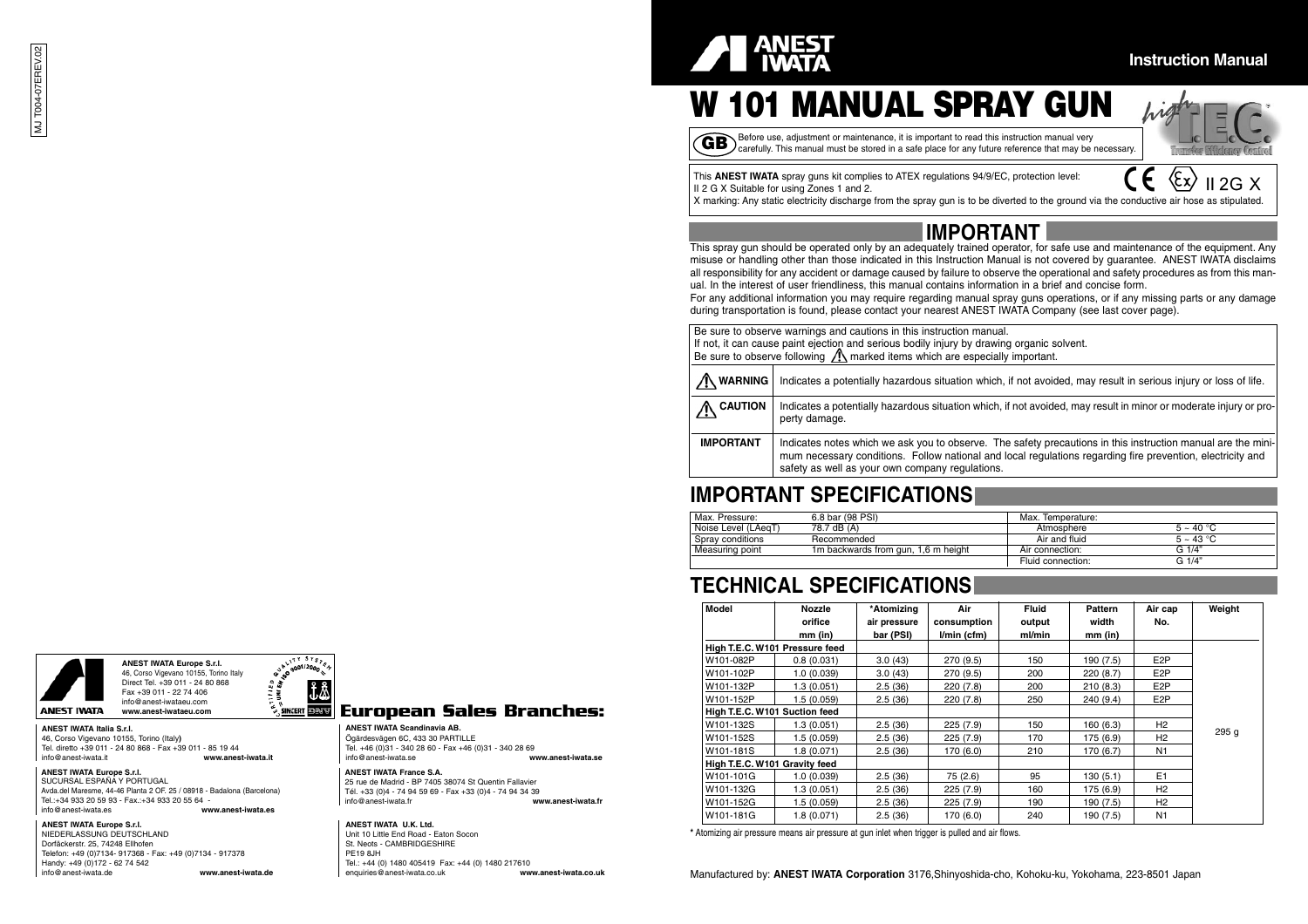MJ T004-07EREV.02

# ANEST IWATA

**Instruction Manual**

# W 101 MANUAL SPRAY GUN

high T.E.C. Transfer Efficiency Control

**GB** Before use, adjustment or maintenance, it is important to read this instruction manual very carefully. This manual must be stored in a safe place for any future reference that may be necessary.

This **ANEST IWATA** spray guns kit complies to ATEX regulations 94/9/EC, protection level: II 2 G X Suitable for using Zones 1 and 2.

CE Ex II 2G X

X marking: Any static electricity discharge from the spray gun is to be diverted to the ground via the conductive air hose as stipulated.

## IMPORTANT

This spray gun should be operated only by an adequately trained operator, for safe use and maintenance of the equipment. Any misuse or handling other than those indicated in this Instruction Manual is not covered by guarantee. ANEST IWATA disclaims all responsibility for any accident or damage caused by failure to observe the operational and safety procedures as from this manual. In the interest of user friendliness, this manual contains information in a brief and concise form.

For any additional information you may require regarding manual spray guns operations, or if any missing parts or any damage during transportation is found, please contact your nearest ANEST IWATA Company (see last cover page).

Be sure to observe warnings and cautions in this instruction manual.
If not, it can cause paint ejection and serious bodily injury by drawing organic solvent.
Be sure to observe following ⚠ marked items which are especially important.

| | |
|---|---|
| ⚠ **WARNING** | Indicates a potentially hazardous situation which, if not avoided, may result in serious injury or loss of life. |
| ⚠ **CAUTION** | Indicates a potentially hazardous situation which, if not avoided, may result in minor or moderate injury or property damage. |
| **IMPORTANT** | Indicates notes which we ask you to observe. The safety precautions in this instruction manual are the minimum necessary conditions. Follow national and local regulations regarding fire prevention, electricity and safety as well as your own company regulations. |

## IMPORTANT SPECIFICATIONS

| | | | |
|---|---|---|---|
| Max. Pressure: | 6.8 bar (98 PSI) | Max. Temperature: | |
| Noise Level (LAeqT) | 78.7 dB (A) | Atmosphere | 5 ~ 40 °C |
| Spray conditions | Recommended | Air and fluid | 5 ~ 43 °C |
| Measuring point | 1m backwards from gun, 1,6 m height | Air connection: | G 1/4" |
| | | Fluid connection: | G 1/4" |

## TECHNICAL SPECIFICATIONS

| Model | Nozzle orifice mm (in) | *Atomizing air pressure bar (PSI) | Air consumption l/min (cfm) | Fluid output ml/min | Pattern width mm (in) | Air cap No. | Weight |
|---|---|---|---|---|---|---|---|
| **High T.E.C. W101 Pressure feed** | | | | | | | |
| W101-082P | 0.8 (0.031) | 3.0 (43) | 270 (9.5) | 150 | 190 (7.5) | E2P | |
| W101-102P | 1.0 (0.039) | 3.0 (43) | 270 (9.5) | 200 | 220 (8.7) | E2P | |
| W101-132P | 1.3 (0.051) | 2.5 (36) | 220 (7.8) | 200 | 210 (8.3) | E2P | |
| W101-152P | 1.5 (0.059) | 2.5 (36) | 220 (7.8) | 250 | 240 (9.4) | E2P | |
| **High T.E.C. W101 Suction feed** | | | | | | | |
| W101-132S | 1.3 (0.051) | 2.5 (36) | 225 (7.9) | 150 | 160 (6.3) | H2 | 295 g |
| W101-152S | 1.5 (0.059) | 2.5 (36) | 225 (7.9) | 170 | 175 (6.9) | H2 | |
| W101-181S | 1.8 (0.071) | 2.5 (36) | 170 (6.0) | 210 | 170 (6.7) | N1 | |
| **High T.E.C. W101 Gravity feed** | | | | | | | |
| W101-101G | 1.0 (0.039) | 2.5 (36) | 75 (2.6) | 95 | 130 (5.1) | E1 | |
| W101-132G | 1.3 (0.051) | 2.5 (36) | 225 (7.9) | 160 | 175 (6.9) | H2 | |
| W101-152G | 1.5 (0.059) | 2.5 (36) | 225 (7.9) | 190 | 190 (7.5) | H2 | |
| W101-181G | 1.8 (0.071) | 2.5 (36) | 170 (6.0) | 240 | 190 (7.5) | N1 | |

\* Atomizing air pressure means air pressure at gun inlet when trigger is pulled and air flows.

Manufactured by: **ANEST IWATA Corporation** 3176,Shinyoshida-cho, Kohoku-ku, Yokohama, 223-8501 Japan

**ANEST IWATA Europe S.r.l.**
46, Corso Vigevano 10155, Torino Italy
Direct Tel. +39 011 - 24 80 868
Fax +39 011 - 22 74 406
info@anest-iwataeu.com
**www.anest-iwataeu.com**

## European Sales Branches:

**ANEST IWATA Italia S.r.l.**
46, Corso Vigevano 10155, Torino (Italy)
Tel. diretto +39 011 - 24 80 868 - Fax +39 011 - 85 19 44
info@anest-iwata.it **www.anest-iwata.it**

**ANEST IWATA Europe S.r.l.**
SUCURSAL ESPAÑA Y PORTUGAL
Avda.del Maresme, 44-46 Planta 2 OF. 25 / 08918 - Badalona (Barcelona)
Tel.:+34 933 20 59 93 - Fax.:+34 933 20 55 64 -
info@anest-iwata.es **www.anest-iwata.es**

**ANEST IWATA Europe S.r.l.**
NIEDERLASSUNG DEUTSCHLAND
Dorfäckerstr. 25, 74248 Ellhofen
Telefon: +49 (0)7134- 917368 - Fax: +49 (0)7134 - 917378
Handy: +49 (0)172 - 62 74 542
info@anest-iwata.de **www.anest-iwata.de**

**ANEST IWATA Scandinavia AB.**
Ögärdesvägen 6C, 433 30 PARTILLE
Tel. +46 (0)31 - 340 28 60 - Fax +46 (0)31 - 340 28 69
info@anest-iwata.se **www.anest-iwata.se**

**ANEST IWATA France S.A.**
25 rue de Madrid - BP 7405 38074 St Quentin Fallavier
Tél. +33 (0)4 - 74 94 59 69 - Fax +33 (0)4 - 74 94 34 39
info@anest-iwata.fr **www.anest-iwata.fr**

**ANEST IWATA U.K. Ltd.**
Unit 10 Little End Road - Eaton Socon
St. Neots - CAMBRIDGESHIRE
PE19 8JH
Tel.: +44 (0) 1480 405419 Fax: +44 (0) 1480 217610
enquiries@anest-iwata.co.uk **www.anest-iwata.co.uk**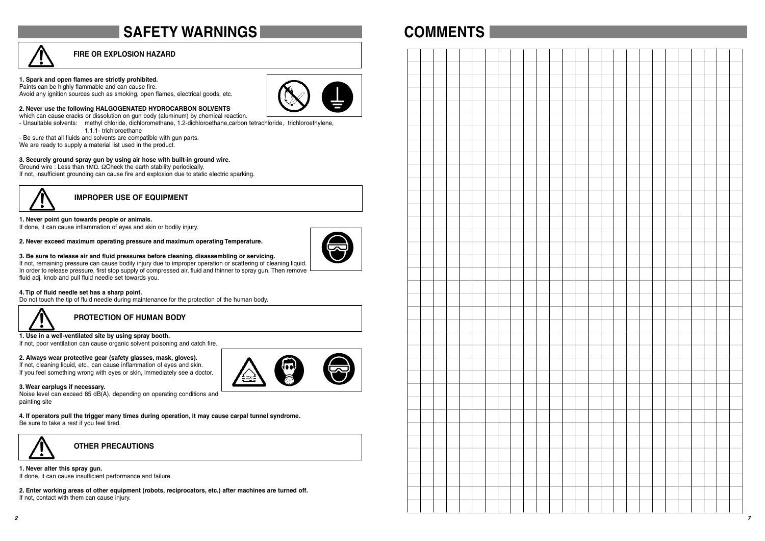# SAFETY WARNINGS

## FIRE OR EXPLOSION HAZARD

**1. Spark and open flames are strictly prohibited.**
Paints can be highly flammable and can cause fire.
Avoid any ignition sources such as smoking, open flames, electrical goods, etc.

**2. Never use the following HALGOGENATED HYDROCARBON SOLVENTS**
which can cause cracks or dissolution on gun body (aluminum) by chemical reaction.
- Unsuitable solvents: methyl chloride, dichloromethane, 1.2-dichloroethane,carbon tetrachloride, trichloroethylene, 1.1.1- trichloroethane
- Be sure that all fluids and solvents are compatible with gun parts.

We are ready to supply a material list used in the product.

**3. Securely ground spray gun by using air hose with built-in ground wire.**
Ground wire : Less than 1MΩ. ΩCheck the earth stability periodically.
If not, insufficient grounding can cause fire and explosion due to static electric sparking.

## IMPROPER USE OF EQUIPMENT

**1. Never point gun towards people or animals.**
If done, it can cause inflammation of eyes and skin or bodily injury.

**2. Never exceed maximum operating pressure and maximum operating Temperature.**

**3. Be sure to release air and fluid pressures before cleaning, disassembling or servicing.**
If not, remaining pressure can cause bodily injury due to improper operation or scattering of cleaning liquid.
In order to release pressure, first stop supply of compressed air, fluid and thinner to spray gun. Then remove fluid adj. knob and pull fluid needle set towards you.

**4. Tip of fluid needle set has a sharp point.**
Do not touch the tip of fluid needle during maintenance for the protection of the human body.

## PROTECTION OF HUMAN BODY

**1. Use in a well-ventilated site by using spray booth.**
If not, poor ventilation can cause organic solvent poisoning and catch fire.

**2. Always wear protective gear (safety glasses, mask, gloves).**
If not, cleaning liquid, etc., can cause inflammation of eyes and skin.
If you feel something wrong with eyes or skin, immediately see a doctor.

**3. Wear earplugs if necessary.**
Noise level can exceed 85 dB(A), depending on operating conditions and painting site

**4. If operators pull the trigger many times during operation, it may cause carpal tunnel syndrome.**
Be sure to take a rest if you feel tired.

## OTHER PRECAUTIONS

**1. Never alter this spray gun.**
If done, it can cause insufficient performance and failure.

**2. Enter working areas of other equipment (robots, reciprocators, etc.) after machines are turned off.**
If not, contact with them can cause injury.

# COMMENTS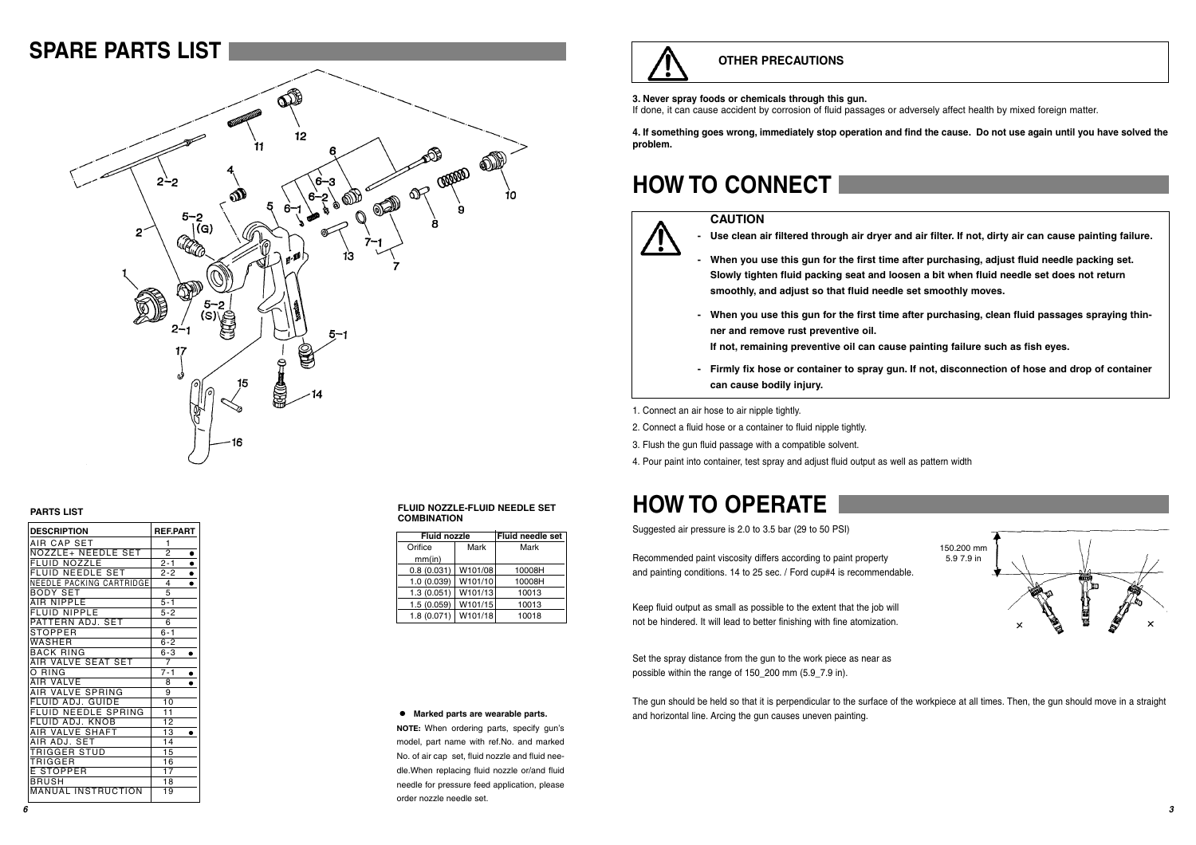# SPARE PARTS LIST

### PARTS LIST

| DESCRIPTION | REF.PART | |
|---|---|---|
| AIR CAP SET | 1 | |
| NOZZLE+ NEEDLE SET | 2 | ● |
| FLUID NOZZLE | 2-1 | ● |
| FLUID NEEDLE SET | 2-2 | ● |
| NEEDLE PACKING CARTRIDGE | 4 | ● |
| BODY SET | 5 | |
| AIR NIPPLE | 5-1 | |
| FLUID NIPPLE | 5-2 | |
| PATTERN ADJ. SET | 6 | |
| STOPPER | 6-1 | |
| WASHER | 6-2 | |
| BACK RING | 6-3 | ● |
| AIR VALVE SEAT SET | 7 | |
| O RING | 7-1 | ● |
| AIR VALVE | 8 | ● |
| AIR VALVE SPRING | 9 | |
| FLUID ADJ. GUIDE | 10 | |
| FLUID NEEDLE SPRING | 11 | |
| FLUID ADJ. KNOB | 12 | |
| AIR VALVE SHAFT | 13 | ● |
| AIR ADJ. SET | 14 | |
| TRIGGER STUD | 15 | |
| TRIGGER | 16 | |
| E STOPPER | 17 | |
| BRUSH | 18 | |
| MANUAL INSTRUCTION | 19 | |

### FLUID NOZZLE-FLUID NEEDLE SET COMBINATION

| Fluid nozzle | | Fluid needle set |
|---|---|---|
| Orifice mm(in) | Mark | Mark |
| 0.8 (0.031) | W101/08 | 10008H |
| 1.0 (0.039) | W101/10 | 10008H |
| 1.3 (0.051) | W101/13 | 10013 |
| 1.5 (0.059) | W101/15 | 10013 |
| 1.8 (0.071) | W101/18 | 10018 |

● **Marked parts are wearable parts.**

**NOTE:** When ordering parts, specify gun's model, part name with ref.No. and marked No. of air cap set, fluid nozzle and fluid needle.When replacing fluid nozzle or/and fluid needle for pressure feed application, please order nozzle needle set.

### OTHER PRECAUTIONS

**3. Never spray foods or chemicals through this gun.**
If done, it can cause accident by corrosion of fluid passages or adversely affect health by mixed foreign matter.

**4. If something goes wrong, immediately stop operation and find the cause. Do not use again until you have solved the problem.**

# HOW TO CONNECT

### CAUTION

- **Use clean air filtered through air dryer and air filter. If not, dirty air can cause painting failure.**
- **When you use this gun for the first time after purchasing, adjust fluid needle packing set. Slowly tighten fluid packing seat and loosen a bit when fluid needle set does not return smoothly, and adjust so that fluid needle set smoothly moves.**
- **When you use this gun for the first time after purchasing, clean fluid passages spraying thinner and remove rust preventive oil.**
  **If not, remaining preventive oil can cause painting failure such as fish eyes.**
- **Firmly fix hose or container to spray gun. If not, disconnection of hose and drop of container can cause bodily injury.**

1. Connect an air hose to air nipple tightly.
2. Connect a fluid hose or a container to fluid nipple tightly.
3. Flush the gun fluid passage with a compatible solvent.
4. Pour paint into container, test spray and adjust fluid output as well as pattern width

# HOW TO OPERATE

Suggested air pressure is 2.0 to 3.5 bar (29 to 50 PSI)

Recommended paint viscosity differs according to paint property and painting conditions. 14 to 25 sec. / Ford cup#4 is recommendable.

Keep fluid output as small as possible to the extent that the job will not be hindered. It will lead to better finishing with fine atomization.

Set the spray distance from the gun to the work piece as near as possible within the range of 150_200 mm (5.9_7.9 in).

150.200 mm
5.9 7.9 in

The gun should be held so that it is perpendicular to the surface of the workpiece at all times. Then, the gun should move in a straight and horizontal line. Arcing the gun causes uneven painting.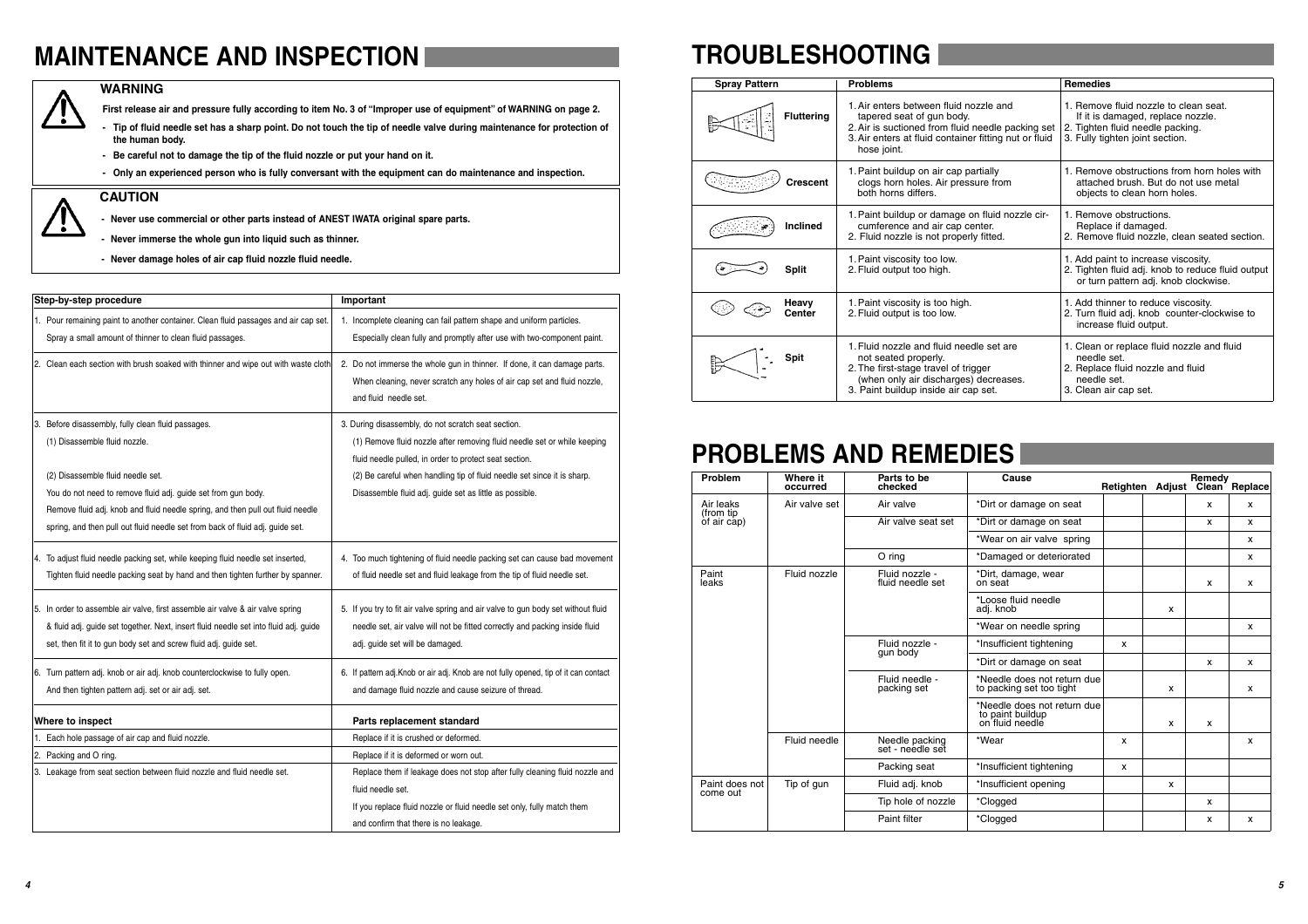# MAINTENANCE AND INSPECTION

## WARNING

**First release air and pressure fully according to item No. 3 of "Improper use of equipment" of WARNING on page 2.**

- **Tip of fluid needle set has a sharp point. Do not touch the tip of needle valve during maintenance for protection of the human body.**
- **Be careful not to damage the tip of the fluid nozzle or put your hand on it.**
- **Only an experienced person who is fully conversant with the equipment can do maintenance and inspection.**

## CAUTION

- **Never use commercial or other parts instead of ANEST IWATA original spare parts.**
- **Never immerse the whole gun into liquid such as thinner.**
- **Never damage holes of air cap fluid nozzle fluid needle.**

| Step-by-step procedure | Important |
|---|---|
| 1. Pour remaining paint to another container. Clean fluid passages and air cap set. Spray a small amount of thinner to clean fluid passages. | 1. Incomplete cleaning can fail pattern shape and uniform particles. Especially clean fully and promptly after use with two-component paint. |
| 2. Clean each section with brush soaked with thinner and wipe out with waste cloth | 2. Do not immerse the whole gun in thinner. If done, it can damage parts. When cleaning, never scratch any holes of air cap set and fluid nozzle, and fluid needle set. |
| 3. Before disassembly, fully clean fluid passages.<br>(1) Disassemble fluid nozzle.<br>(2) Disassemble fluid needle set.<br>You do not need to remove fluid adj. guide set from gun body.<br>Remove fluid adj. knob and fluid needle spring, and then pull out fluid needle spring, and then pull out fluid needle set from back of fluid adj. guide set. | 3. During disassembly, do not scratch seat section.<br>(1) Remove fluid nozzle after removing fluid needle set or while keeping fluid needle pulled, in order to protect seat section.<br>(2) Be careful when handling tip of fluid needle set since it is sharp. Disassemble fluid adj. guide set as little as possible. |
| 4. To adjust fluid needle packing set, while keeping fluid needle set inserted, Tighten fluid needle packing seat by hand and then tighten further by spanner. | 4. Too much tightening of fluid needle packing set can cause bad movement of fluid needle set and fluid leakage from the tip of fluid needle set. |
| 5. In order to assemble air valve, first assemble air valve & air valve spring & fluid adj. guide set together. Next, insert fluid needle set into fluid adj. guide set, then fit it to gun body set and screw fluid adj. guide set. | 5. If you try to fit air valve spring and air valve to gun body set without fluid needle set, air valve will not be fitted correctly and packing inside fluid adj. guide set will be damaged. |
| 6. Turn pattern adj. knob or air adj. knob counterclockwise to fully open. And then tighten pattern adj. set or air adj. set. | 6. If pattern adj.Knob or air adj. Knob are not fully opened, tip of it can contact and damage fluid nozzle and cause seizure of thread. |

| Where to inspect | Parts replacement standard |
|---|---|
| 1. Each hole passage of air cap and fluid nozzle. | Replace if it is crushed or deformed. |
| 2. Packing and O ring. | Replace if it is deformed or worn out. |
| 3. Leakage from seat section between fluid nozzle and fluid needle set. | Replace them if leakage does not stop after fully cleaning fluid nozzle and fluid needle set.<br>If you replace fluid nozzle or fluid needle set only, fully match them and confirm that there is no leakage. |

# TROUBLESHOOTING

| Spray Pattern | Problems | Remedies |
|---|---|---|
| Fluttering | 1. Air enters between fluid nozzle and tapered seat of gun body.<br>2. Air is suctioned from fluid needle packing set<br>3. Air enters at fluid container fitting nut or fluid hose joint. | 1. Remove fluid nozzle to clean seat. If it is damaged, replace nozzle.<br>2. Tighten fluid needle packing.<br>3. Fully tighten joint section. |
| Crescent | 1. Paint buildup on air cap partially clogs horn holes. Air pressure from both horns differs. | 1. Remove obstructions from horn holes with attached brush. But do not use metal objects to clean horn holes. |
| Inclined | 1. Paint buildup or damage on fluid nozzle circumference and air cap center.<br>2. Fluid nozzle is not properly fitted. | 1. Remove obstructions. Replace if damaged.<br>2. Remove fluid nozzle, clean seated section. |
| Split | 1. Paint viscosity too low.<br>2. Fluid output too high. | 1. Add paint to increase viscosity.<br>2. Tighten fluid adj. knob to reduce fluid output or turn pattern adj. knob clockwise. |
| Heavy Center | 1. Paint viscosity is too high.<br>2. Fluid output is too low. | 1. Add thinner to reduce viscosity.<br>2. Turn fluid adj. knob counter-clockwise to increase fluid output. |
| Spit | 1. Fluid nozzle and fluid needle set are not seated properly.<br>2. The first-stage travel of trigger (when only air discharges) decreases.<br>3. Paint buildup inside air cap set. | 1. Clean or replace fluid nozzle and fluid needle set.<br>2. Replace fluid nozzle and fluid needle set.<br>3. Clean air cap set. |

# PROBLEMS AND REMEDIES

| Problem | Where it occurred | Parts to be checked | Cause | Remedy: Retighten | Remedy: Adjust | Remedy: Clean | Remedy: Replace |
|---|---|---|---|---|---|---|---|
| Air leaks (from tip of air cap) | Air valve set | Air valve | *Dirt or damage on seat | | | x | x |
| | | Air valve seat set | *Dirt or damage on seat | | | x | x |
| | | | *Wear on air valve spring | | | | x |
| | | O ring | *Damaged or deteriorated | | | | x |
| Paint leaks | Fluid nozzle | Fluid nozzle - fluid needle set | *Dirt, damage, wear on seat | | | x | x |
| | | | *Loose fluid needle adj. knob | | x | | |
| | | | *Wear on needle spring | | | | x |
| | | Fluid nozzle - gun body | *Insufficient tightening | x | | | |
| | | | *Dirt or damage on seat | | | x | x |
| | | Fluid needle - packing set | *Needle does not return due to packing set too tight | | x | | x |
| | | | *Needle does not return due to paint buildup on fluid needle | | x | x | |
| | Fluid needle | Needle packing set - needle set | *Wear | x | | | x |
| | | Packing seat | *Insufficient tightening | x | | | |
| Paint does not come out | Tip of gun | Fluid adj. knob | *Insufficient opening | | x | | |
| | | Tip hole of nozzle | *Clogged | | | x | |
| | | Paint filter | *Clogged | | | x | x |